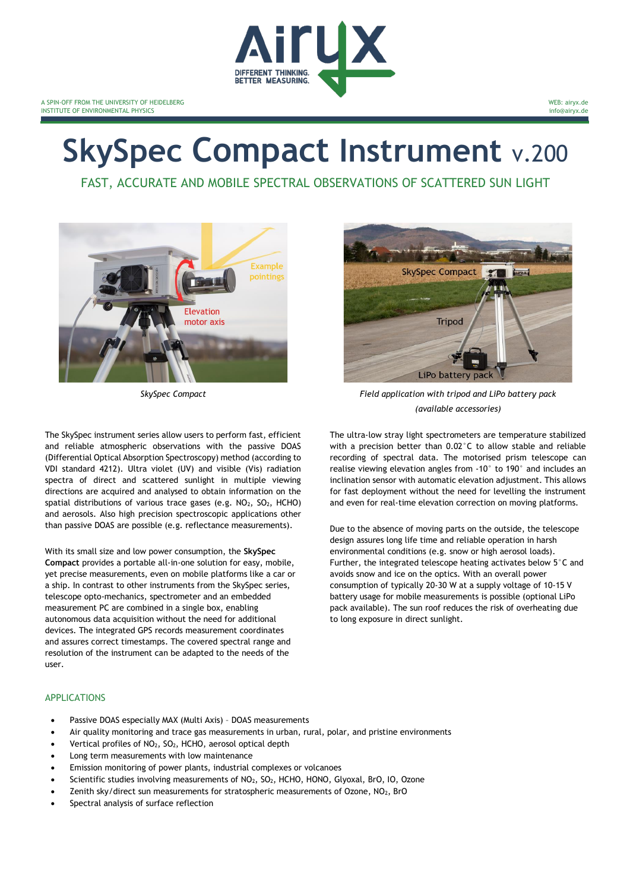A SPIN-OFF FROM THE UNIVERSITY OF HEIDELBERG
INSTITUTE OF ENVIRONMENTAL PHYSICS

WEB: airyx.de
info@airyx.de

# SkySpec Compact Instrument v.200

## FAST, ACCURATE AND MOBILE SPECTRAL OBSERVATIONS OF SCATTERED SUN LIGHT

*SkySpec Compact*

*Field application with tripod and LiPo battery pack (available accessories)*

The SkySpec instrument series allow users to perform fast, efficient and reliable atmospheric observations with the passive DOAS (Differential Optical Absorption Spectroscopy) method (according to VDI standard 4212). Ultra violet (UV) and visible (Vis) radiation spectra of direct and scattered sunlight in multiple viewing directions are acquired and analysed to obtain information on the spatial distributions of various trace gases (e.g. $NO_2$, $SO_2$, HCHO) and aerosols. Also high precision spectroscopic applications other than passive DOAS are possible (e.g. reflectance measurements).

With its small size and low power consumption, the **SkySpec Compact** provides a portable all-in-one solution for easy, mobile, yet precise measurements, even on mobile platforms like a car or a ship. In contrast to other instruments from the SkySpec series, telescope opto-mechanics, spectrometer and an embedded measurement PC are combined in a single box, enabling autonomous data acquisition without the need for additional devices. The integrated GPS records measurement coordinates and assures correct timestamps. The covered spectral range and resolution of the instrument can be adapted to the needs of the user.

The ultra-low stray light spectrometers are temperature stabilized with a precision better than 0.02°C to allow stable and reliable recording of spectral data. The motorised prism telescope can realise viewing elevation angles from -10° to 190° and includes an inclination sensor with automatic elevation adjustment. This allows for fast deployment without the need for levelling the instrument and even for real-time elevation correction on moving platforms.

Due to the absence of moving parts on the outside, the telescope design assures long life time and reliable operation in harsh environmental conditions (e.g. snow or high aerosol loads). Further, the integrated telescope heating activates below 5°C and avoids snow and ice on the optics. With an overall power consumption of typically 20-30 W at a supply voltage of 10-15 V battery usage for mobile measurements is possible (optional LiPo pack available). The sun roof reduces the risk of overheating due to long exposure in direct sunlight.

### APPLICATIONS

- Passive DOAS especially MAX (Multi Axis) – DOAS measurements
- Air quality monitoring and trace gas measurements in urban, rural, polar, and pristine environments
- Vertical profiles of $NO_2$, $SO_2$, HCHO, aerosol optical depth
- Long term measurements with low maintenance
- Emission monitoring of power plants, industrial complexes or volcanoes
- Scientific studies involving measurements of $NO_2$, $SO_2$, HCHO, HONO, Glyoxal, BrO, IO, Ozone
- Zenith sky/direct sun measurements for stratospheric measurements of Ozone, $NO_2$, BrO
- Spectral analysis of surface reflection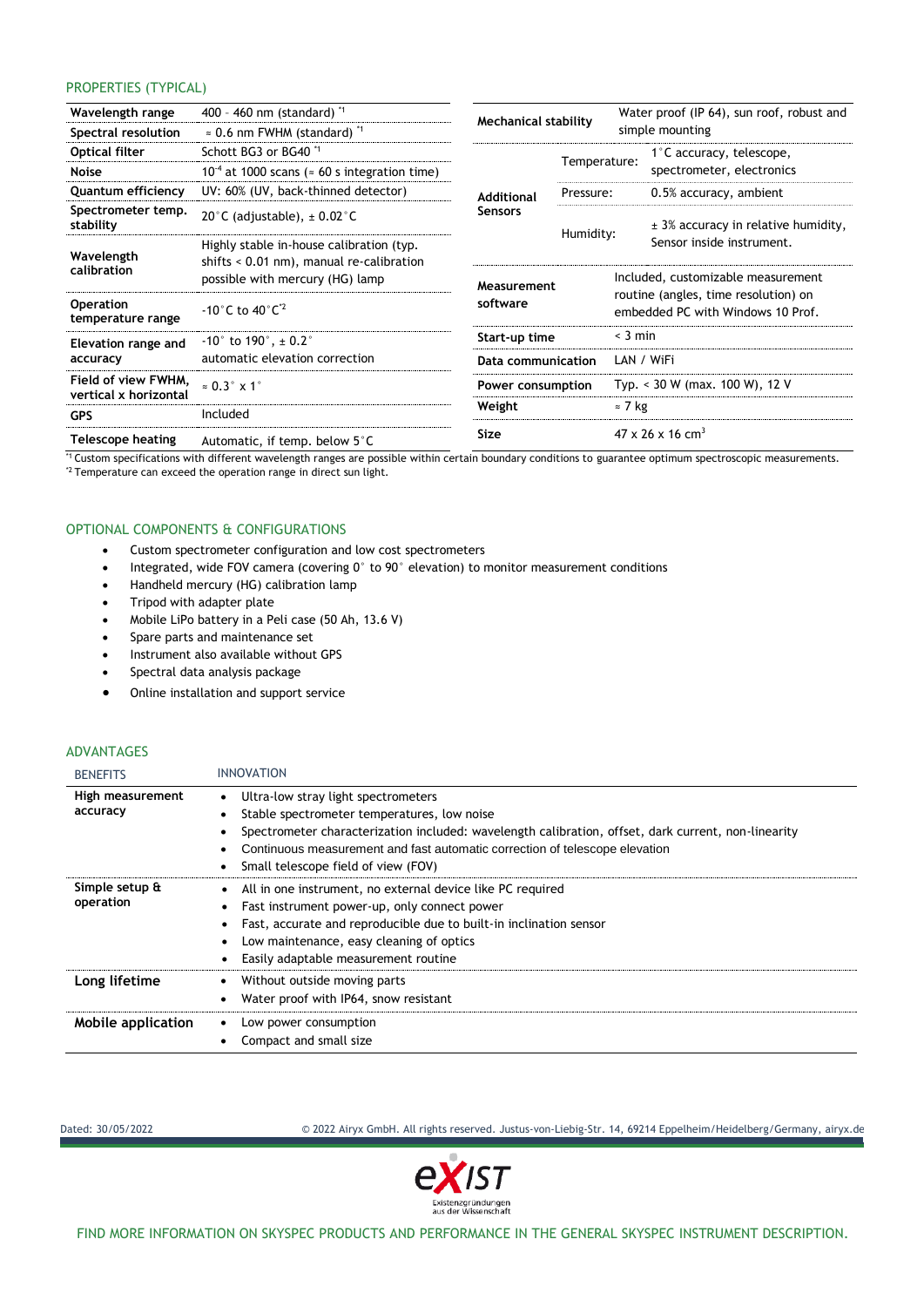## PROPERTIES (TYPICAL)

| | |
|---|---|
| **Wavelength range** | 400 - 460 nm (standard) [*1] |
| **Spectral resolution** | ≈ 0.6 nm FWHM (standard) [*1] |
| **Optical filter** | Schott BG3 or BG40 [*1] |
| **Noise** | $10^{-4}$ at 1000 scans (≈ 60 s integration time) |
| **Quantum efficiency** | UV: 60% (UV, back-thinned detector) |
| **Spectrometer temp. stability** | 20°C (adjustable), ± 0.02°C |
| **Wavelength calibration** | Highly stable in-house calibration (typ. shifts < 0.01 nm), manual re-calibration possible with mercury (HG) lamp |
| **Operation temperature range** | -10°C to 40°C[*2] |
| **Elevation range and accuracy** | -10° to 190°, ± 0.2° automatic elevation correction |
| **Field of view FWHM, vertical x horizontal** | ≈ 0.3° x 1° |
| **GPS** | Included |
| **Telescope heating** | Automatic, if temp. below 5°C |

| | | |
|---|---|---|
| **Mechanical stability** | | Water proof (IP 64), sun roof, robust and simple mounting |
| **Additional Sensors** | Temperature: | 1°C accuracy, telescope, spectrometer, electronics |
| | Pressure: | 0.5% accuracy, ambient |
| | Humidity: | ± 3% accuracy in relative humidity, Sensor inside instrument. |
| **Measurement software** | | Included, customizable measurement routine (angles, time resolution) on embedded PC with Windows 10 Prof. |
| **Start-up time** | | < 3 min |
| **Data communication** | | LAN / WiFi |
| **Power consumption** | | Typ. < 30 W (max. 100 W), 12 V |
| **Weight** | | ≈ 7 kg |
| **Size** | | 47 x 26 x 16 $cm^3$ |

[*1] Custom specifications with different wavelength ranges are possible within certain boundary conditions to guarantee optimum spectroscopic measurements.
[*2] Temperature can exceed the operation range in direct sun light.

## OPTIONAL COMPONENTS & CONFIGURATIONS

- Custom spectrometer configuration and low cost spectrometers
- Integrated, wide FOV camera (covering 0° to 90° elevation) to monitor measurement conditions
- Handheld mercury (HG) calibration lamp
- Tripod with adapter plate
- Mobile LiPo battery in a Peli case (50 Ah, 13.6 V)
- Spare parts and maintenance set
- Instrument also available without GPS
- Spectral data analysis package
- Online installation and support service

## ADVANTAGES

| BENEFITS | INNOVATION |
|---|---|
| **High measurement accuracy** | • Ultra-low stray light spectrometers<br>• Stable spectrometer temperatures, low noise<br>• Spectrometer characterization included: wavelength calibration, offset, dark current, non-linearity<br>• Continuous measurement and fast automatic correction of telescope elevation<br>• Small telescope field of view (FOV) |
| **Simple setup & operation** | • All in one instrument, no external device like PC required<br>• Fast instrument power-up, only connect power<br>• Fast, accurate and reproducible due to built-in inclination sensor<br>• Low maintenance, easy cleaning of optics<br>• Easily adaptable measurement routine |
| **Long lifetime** | • Without outside moving parts<br>• Water proof with IP64, snow resistant |
| **Mobile application** | • Low power consumption<br>• Compact and small size |

Dated: 30/05/2022

© 2022 Airyx GmbH. All rights reserved. Justus-von-Liebig-Str. 14, 69214 Eppelheim/Heidelberg/Germany, airyx.de

eXIST Existenzgründungen aus der Wissenschaft

FIND MORE INFORMATION ON SKYSPEC PRODUCTS AND PERFORMANCE IN THE GENERAL SKYSPEC INSTRUMENT DESCRIPTION.